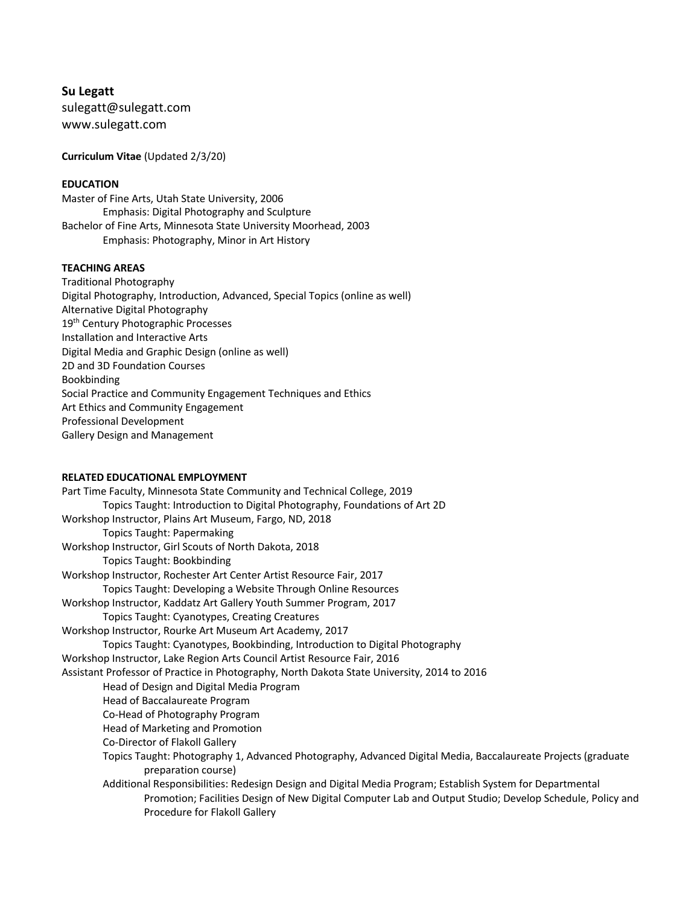**Su Legatt**
sulegatt@sulegatt.com
www.sulegatt.com

**Curriculum Vitae** (Updated 2/3/20)

## EDUCATION

Master of Fine Arts, Utah State University, 2006
    Emphasis: Digital Photography and Sculpture
Bachelor of Fine Arts, Minnesota State University Moorhead, 2003
    Emphasis: Photography, Minor in Art History

## TEACHING AREAS

Traditional Photography
Digital Photography, Introduction, Advanced, Special Topics (online as well)
Alternative Digital Photography
19th Century Photographic Processes
Installation and Interactive Arts
Digital Media and Graphic Design (online as well)
2D and 3D Foundation Courses
Bookbinding
Social Practice and Community Engagement Techniques and Ethics
Art Ethics and Community Engagement
Professional Development
Gallery Design and Management

## RELATED EDUCATIONAL EMPLOYMENT

Part Time Faculty, Minnesota State Community and Technical College, 2019
    Topics Taught: Introduction to Digital Photography, Foundations of Art 2D
Workshop Instructor, Plains Art Museum, Fargo, ND, 2018
    Topics Taught: Papermaking
Workshop Instructor, Girl Scouts of North Dakota, 2018
    Topics Taught: Bookbinding
Workshop Instructor, Rochester Art Center Artist Resource Fair, 2017
    Topics Taught: Developing a Website Through Online Resources
Workshop Instructor, Kaddatz Art Gallery Youth Summer Program, 2017
    Topics Taught: Cyanotypes, Creating Creatures
Workshop Instructor, Rourke Art Museum Art Academy, 2017
    Topics Taught: Cyanotypes, Bookbinding, Introduction to Digital Photography
Workshop Instructor, Lake Region Arts Council Artist Resource Fair, 2016
Assistant Professor of Practice in Photography, North Dakota State University, 2014 to 2016
    Head of Design and Digital Media Program
    Head of Baccalaureate Program
    Co-Head of Photography Program
    Head of Marketing and Promotion
    Co-Director of Flakoll Gallery
    Topics Taught: Photography 1, Advanced Photography, Advanced Digital Media, Baccalaureate Projects (graduate preparation course)
    Additional Responsibilities: Redesign Design and Digital Media Program; Establish System for Departmental Promotion; Facilities Design of New Digital Computer Lab and Output Studio; Develop Schedule, Policy and Procedure for Flakoll Gallery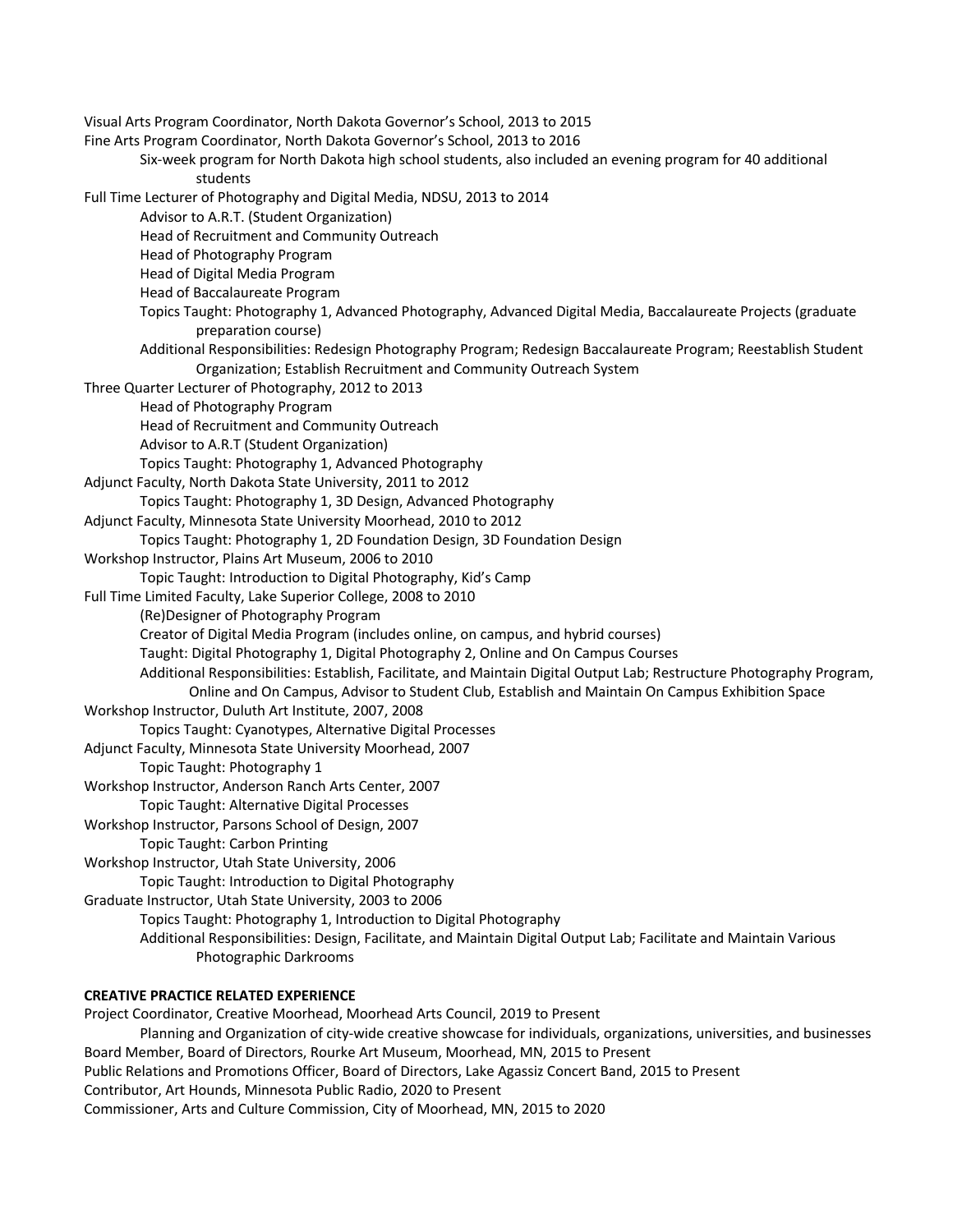Visual Arts Program Coordinator, North Dakota Governor's School, 2013 to 2015
Fine Arts Program Coordinator, North Dakota Governor's School, 2013 to 2016
- Six-week program for North Dakota high school students, also included an evening program for 40 additional students

Full Time Lecturer of Photography and Digital Media, NDSU, 2013 to 2014
- Advisor to A.R.T. (Student Organization)
- Head of Recruitment and Community Outreach
- Head of Photography Program
- Head of Digital Media Program
- Head of Baccalaureate Program
- Topics Taught: Photography 1, Advanced Photography, Advanced Digital Media, Baccalaureate Projects (graduate preparation course)
- Additional Responsibilities: Redesign Photography Program; Redesign Baccalaureate Program; Reestablish Student Organization; Establish Recruitment and Community Outreach System

Three Quarter Lecturer of Photography, 2012 to 2013
- Head of Photography Program
- Head of Recruitment and Community Outreach
- Advisor to A.R.T (Student Organization)
- Topics Taught: Photography 1, Advanced Photography

Adjunct Faculty, North Dakota State University, 2011 to 2012
- Topics Taught: Photography 1, 3D Design, Advanced Photography

Adjunct Faculty, Minnesota State University Moorhead, 2010 to 2012
- Topics Taught: Photography 1, 2D Foundation Design, 3D Foundation Design

Workshop Instructor, Plains Art Museum, 2006 to 2010
- Topic Taught: Introduction to Digital Photography, Kid's Camp

Full Time Limited Faculty, Lake Superior College, 2008 to 2010
- (Re)Designer of Photography Program
- Creator of Digital Media Program (includes online, on campus, and hybrid courses)
- Taught: Digital Photography 1, Digital Photography 2, Online and On Campus Courses
- Additional Responsibilities: Establish, Facilitate, and Maintain Digital Output Lab; Restructure Photography Program, Online and On Campus, Advisor to Student Club, Establish and Maintain On Campus Exhibition Space

Workshop Instructor, Duluth Art Institute, 2007, 2008
- Topics Taught: Cyanotypes, Alternative Digital Processes

Adjunct Faculty, Minnesota State University Moorhead, 2007
- Topic Taught: Photography 1

Workshop Instructor, Anderson Ranch Arts Center, 2007
- Topic Taught: Alternative Digital Processes

Workshop Instructor, Parsons School of Design, 2007
- Topic Taught: Carbon Printing

Workshop Instructor, Utah State University, 2006
- Topic Taught: Introduction to Digital Photography

Graduate Instructor, Utah State University, 2003 to 2006
- Topics Taught: Photography 1, Introduction to Digital Photography
- Additional Responsibilities: Design, Facilitate, and Maintain Digital Output Lab; Facilitate and Maintain Various Photographic Darkrooms

**CREATIVE PRACTICE RELATED EXPERIENCE**

Project Coordinator, Creative Moorhead, Moorhead Arts Council, 2019 to Present
- Planning and Organization of city-wide creative showcase for individuals, organizations, universities, and businesses

Board Member, Board of Directors, Rourke Art Museum, Moorhead, MN, 2015 to Present
Public Relations and Promotions Officer, Board of Directors, Lake Agassiz Concert Band, 2015 to Present
Contributor, Art Hounds, Minnesota Public Radio, 2020 to Present
Commissioner, Arts and Culture Commission, City of Moorhead, MN, 2015 to 2020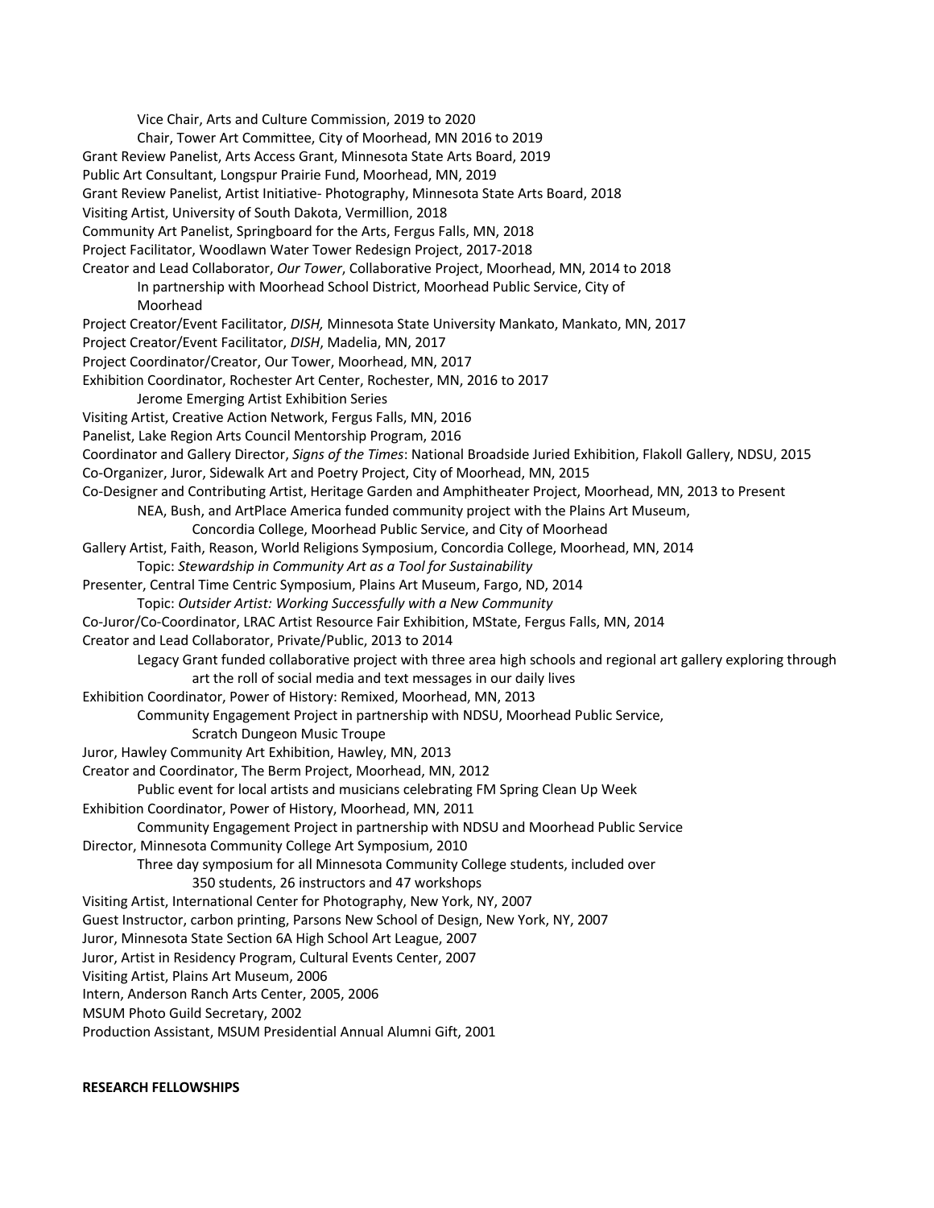Vice Chair, Arts and Culture Commission, 2019 to 2020
Chair, Tower Art Committee, City of Moorhead, MN 2016 to 2019

Grant Review Panelist, Arts Access Grant, Minnesota State Arts Board, 2019
Public Art Consultant, Longspur Prairie Fund, Moorhead, MN, 2019
Grant Review Panelist, Artist Initiative- Photography, Minnesota State Arts Board, 2018
Visiting Artist, University of South Dakota, Vermillion, 2018
Community Art Panelist, Springboard for the Arts, Fergus Falls, MN, 2018
Project Facilitator, Woodlawn Water Tower Redesign Project, 2017-2018
Creator and Lead Collaborator, *Our Tower*, Collaborative Project, Moorhead, MN, 2014 to 2018
In partnership with Moorhead School District, Moorhead Public Service, City of Moorhead
Project Creator/Event Facilitator, *DISH,* Minnesota State University Mankato, Mankato, MN, 2017
Project Creator/Event Facilitator, *DISH*, Madelia, MN, 2017
Project Coordinator/Creator, Our Tower, Moorhead, MN, 2017
Exhibition Coordinator, Rochester Art Center, Rochester, MN, 2016 to 2017
Jerome Emerging Artist Exhibition Series
Visiting Artist, Creative Action Network, Fergus Falls, MN, 2016
Panelist, Lake Region Arts Council Mentorship Program, 2016
Coordinator and Gallery Director, *Signs of the Times*: National Broadside Juried Exhibition, Flakoll Gallery, NDSU, 2015
Co-Organizer, Juror, Sidewalk Art and Poetry Project, City of Moorhead, MN, 2015
Co-Designer and Contributing Artist, Heritage Garden and Amphitheater Project, Moorhead, MN, 2013 to Present
NEA, Bush, and ArtPlace America funded community project with the Plains Art Museum, Concordia College, Moorhead Public Service, and City of Moorhead
Gallery Artist, Faith, Reason, World Religions Symposium, Concordia College, Moorhead, MN, 2014
Topic: *Stewardship in Community Art as a Tool for Sustainability*
Presenter, Central Time Centric Symposium, Plains Art Museum, Fargo, ND, 2014
Topic: *Outsider Artist: Working Successfully with a New Community*
Co-Juror/Co-Coordinator, LRAC Artist Resource Fair Exhibition, MState, Fergus Falls, MN, 2014
Creator and Lead Collaborator, Private/Public, 2013 to 2014
Legacy Grant funded collaborative project with three area high schools and regional art gallery exploring through art the roll of social media and text messages in our daily lives
Exhibition Coordinator, Power of History: Remixed, Moorhead, MN, 2013
Community Engagement Project in partnership with NDSU, Moorhead Public Service, Scratch Dungeon Music Troupe
Juror, Hawley Community Art Exhibition, Hawley, MN, 2013
Creator and Coordinator, The Berm Project, Moorhead, MN, 2012
Public event for local artists and musicians celebrating FM Spring Clean Up Week
Exhibition Coordinator, Power of History, Moorhead, MN, 2011
Community Engagement Project in partnership with NDSU and Moorhead Public Service
Director, Minnesota Community College Art Symposium, 2010
Three day symposium for all Minnesota Community College students, included over 350 students, 26 instructors and 47 workshops
Visiting Artist, International Center for Photography, New York, NY, 2007
Guest Instructor, carbon printing, Parsons New School of Design, New York, NY, 2007
Juror, Minnesota State Section 6A High School Art League, 2007
Juror, Artist in Residency Program, Cultural Events Center, 2007
Visiting Artist, Plains Art Museum, 2006
Intern, Anderson Ranch Arts Center, 2005, 2006
MSUM Photo Guild Secretary, 2002
Production Assistant, MSUM Presidential Annual Alumni Gift, 2001

**RESEARCH FELLOWSHIPS**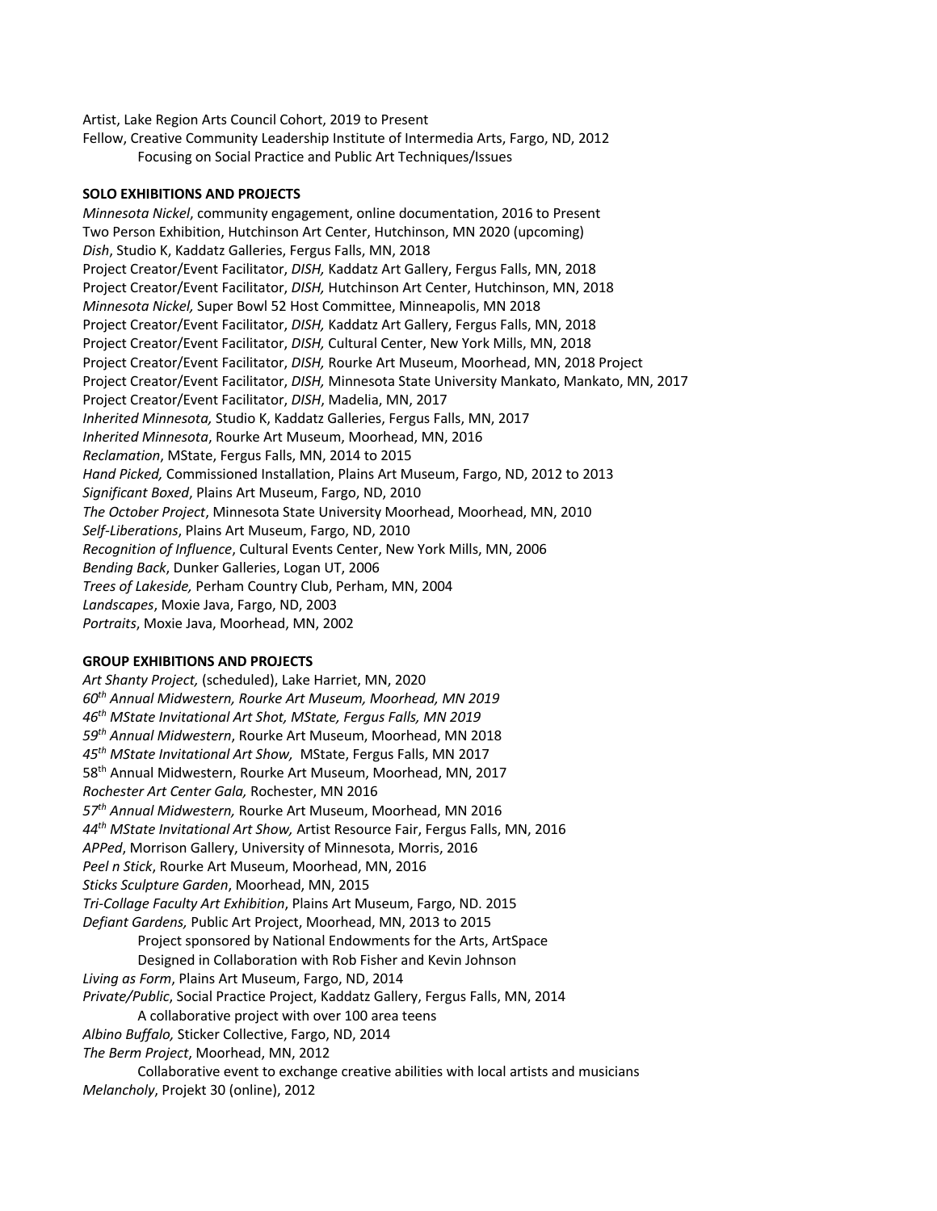Artist, Lake Region Arts Council Cohort, 2019 to Present
Fellow, Creative Community Leadership Institute of Intermedia Arts, Fargo, ND, 2012
    Focusing on Social Practice and Public Art Techniques/Issues

**SOLO EXHIBITIONS AND PROJECTS**

*Minnesota Nickel*, community engagement, online documentation, 2016 to Present
Two Person Exhibition, Hutchinson Art Center, Hutchinson, MN 2020 (upcoming)
*Dish*, Studio K, Kaddatz Galleries, Fergus Falls, MN, 2018
Project Creator/Event Facilitator, *DISH,* Kaddatz Art Gallery, Fergus Falls, MN, 2018
Project Creator/Event Facilitator, *DISH,* Hutchinson Art Center, Hutchinson, MN, 2018
*Minnesota Nickel,* Super Bowl 52 Host Committee, Minneapolis, MN 2018
Project Creator/Event Facilitator, *DISH,* Kaddatz Art Gallery, Fergus Falls, MN, 2018
Project Creator/Event Facilitator, *DISH,* Cultural Center, New York Mills, MN, 2018
Project Creator/Event Facilitator, *DISH,* Rourke Art Museum, Moorhead, MN, 2018 Project
Project Creator/Event Facilitator, *DISH,* Minnesota State University Mankato, Mankato, MN, 2017
Project Creator/Event Facilitator, *DISH*, Madelia, MN, 2017
*Inherited Minnesota,* Studio K, Kaddatz Galleries, Fergus Falls, MN, 2017
*Inherited Minnesota*, Rourke Art Museum, Moorhead, MN, 2016
*Reclamation*, MState, Fergus Falls, MN, 2014 to 2015
*Hand Picked,* Commissioned Installation, Plains Art Museum, Fargo, ND, 2012 to 2013
*Significant Boxed*, Plains Art Museum, Fargo, ND, 2010
*The October Project*, Minnesota State University Moorhead, Moorhead, MN, 2010
*Self-Liberations*, Plains Art Museum, Fargo, ND, 2010
*Recognition of Influence*, Cultural Events Center, New York Mills, MN, 2006
*Bending Back*, Dunker Galleries, Logan UT, 2006
*Trees of Lakeside,* Perham Country Club, Perham, MN, 2004
*Landscapes*, Moxie Java, Fargo, ND, 2003
*Portraits*, Moxie Java, Moorhead, MN, 2002

**GROUP EXHIBITIONS AND PROJECTS**

*Art Shanty Project,* (scheduled), Lake Harriet, MN, 2020
*60th Annual Midwestern, Rourke Art Museum, Moorhead, MN 2019*
*46th MState Invitational Art Shot, MState, Fergus Falls, MN 2019*
*59th Annual Midwestern*, Rourke Art Museum, Moorhead, MN 2018
*45th MState Invitational Art Show,* MState, Fergus Falls, MN 2017
58th Annual Midwestern, Rourke Art Museum, Moorhead, MN, 2017
*Rochester Art Center Gala,* Rochester, MN 2016
*57th Annual Midwestern,* Rourke Art Museum, Moorhead, MN 2016
*44th MState Invitational Art Show,* Artist Resource Fair, Fergus Falls, MN, 2016
*APPed*, Morrison Gallery, University of Minnesota, Morris, 2016
*Peel n Stick*, Rourke Art Museum, Moorhead, MN, 2016
*Sticks Sculpture Garden*, Moorhead, MN, 2015
*Tri-Collage Faculty Art Exhibition*, Plains Art Museum, Fargo, ND. 2015
*Defiant Gardens,* Public Art Project, Moorhead, MN, 2013 to 2015
    Project sponsored by National Endowments for the Arts, ArtSpace
    Designed in Collaboration with Rob Fisher and Kevin Johnson
*Living as Form*, Plains Art Museum, Fargo, ND, 2014
*Private/Public*, Social Practice Project, Kaddatz Gallery, Fergus Falls, MN, 2014
    A collaborative project with over 100 area teens
*Albino Buffalo,* Sticker Collective, Fargo, ND, 2014
*The Berm Project*, Moorhead, MN, 2012
    Collaborative event to exchange creative abilities with local artists and musicians
*Melancholy*, Projekt 30 (online), 2012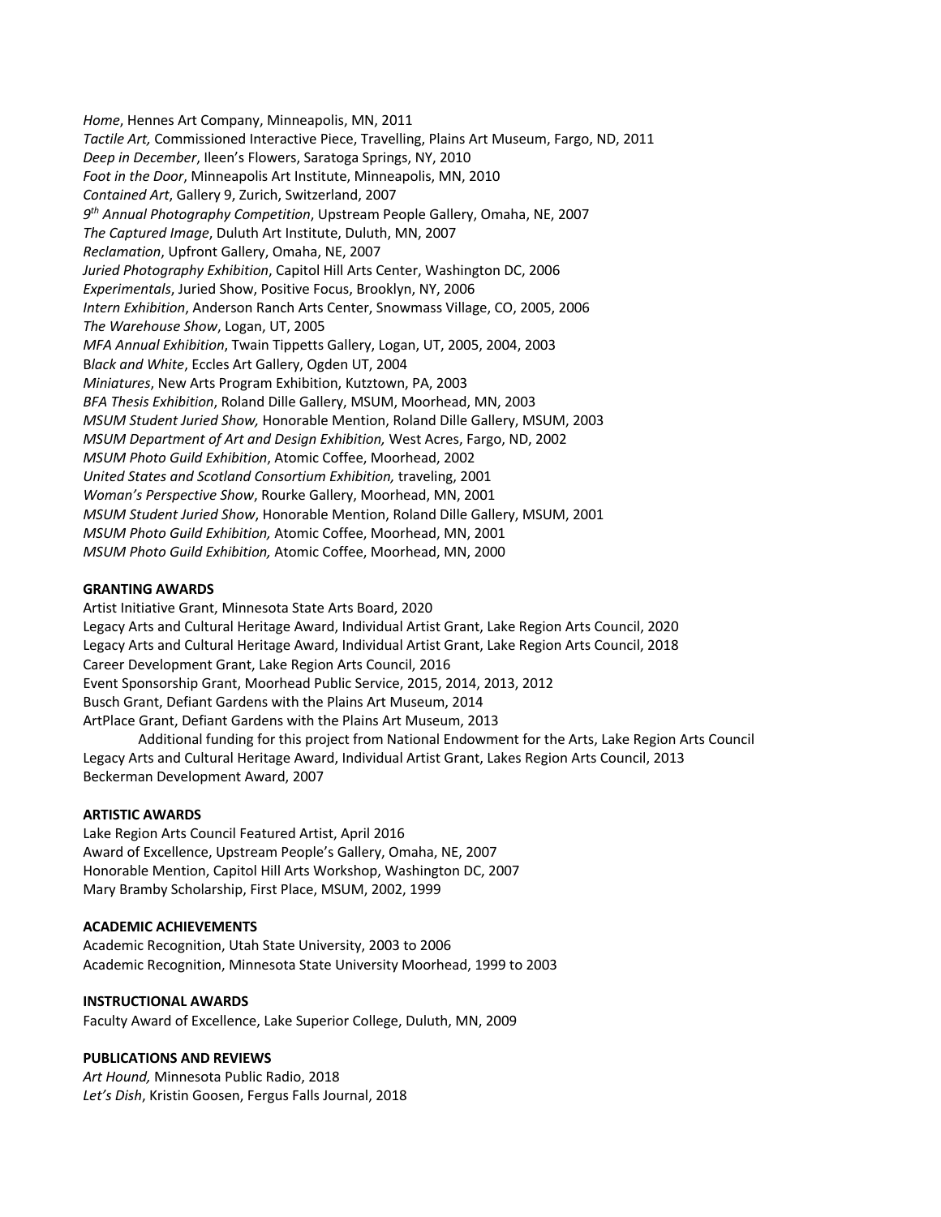*Home*, Hennes Art Company, Minneapolis, MN, 2011
*Tactile Art,* Commissioned Interactive Piece, Travelling, Plains Art Museum, Fargo, ND, 2011
*Deep in December*, Ileen's Flowers, Saratoga Springs, NY, 2010
*Foot in the Door*, Minneapolis Art Institute, Minneapolis, MN, 2010
*Contained Art*, Gallery 9, Zurich, Switzerland, 2007
*9th Annual Photography Competition*, Upstream People Gallery, Omaha, NE, 2007
*The Captured Image*, Duluth Art Institute, Duluth, MN, 2007
*Reclamation*, Upfront Gallery, Omaha, NE, 2007
*Juried Photography Exhibition*, Capitol Hill Arts Center, Washington DC, 2006
*Experimentals*, Juried Show, Positive Focus, Brooklyn, NY, 2006
*Intern Exhibition*, Anderson Ranch Arts Center, Snowmass Village, CO, 2005, 2006
*The Warehouse Show*, Logan, UT, 2005
*MFA Annual Exhibition*, Twain Tippetts Gallery, Logan, UT, 2005, 2004, 2003
B*lack and White*, Eccles Art Gallery, Ogden UT, 2004
*Miniatures*, New Arts Program Exhibition, Kutztown, PA, 2003
*BFA Thesis Exhibition*, Roland Dille Gallery, MSUM, Moorhead, MN, 2003
*MSUM Student Juried Show,* Honorable Mention, Roland Dille Gallery, MSUM, 2003
*MSUM Department of Art and Design Exhibition,* West Acres, Fargo, ND, 2002
*MSUM Photo Guild Exhibition*, Atomic Coffee, Moorhead, 2002
*United States and Scotland Consortium Exhibition,* traveling, 2001
*Woman's Perspective Show*, Rourke Gallery, Moorhead, MN, 2001
*MSUM Student Juried Show*, Honorable Mention, Roland Dille Gallery, MSUM, 2001
*MSUM Photo Guild Exhibition,* Atomic Coffee, Moorhead, MN, 2001
*MSUM Photo Guild Exhibition,* Atomic Coffee, Moorhead, MN, 2000

**GRANTING AWARDS**

Artist Initiative Grant, Minnesota State Arts Board, 2020
Legacy Arts and Cultural Heritage Award, Individual Artist Grant, Lake Region Arts Council, 2020
Legacy Arts and Cultural Heritage Award, Individual Artist Grant, Lake Region Arts Council, 2018
Career Development Grant, Lake Region Arts Council, 2016
Event Sponsorship Grant, Moorhead Public Service, 2015, 2014, 2013, 2012
Busch Grant, Defiant Gardens with the Plains Art Museum, 2014
ArtPlace Grant, Defiant Gardens with the Plains Art Museum, 2013
    Additional funding for this project from National Endowment for the Arts, Lake Region Arts Council
Legacy Arts and Cultural Heritage Award, Individual Artist Grant, Lakes Region Arts Council, 2013
Beckerman Development Award, 2007

**ARTISTIC AWARDS**

Lake Region Arts Council Featured Artist, April 2016
Award of Excellence, Upstream People's Gallery, Omaha, NE, 2007
Honorable Mention, Capitol Hill Arts Workshop, Washington DC, 2007
Mary Bramby Scholarship, First Place, MSUM, 2002, 1999

**ACADEMIC ACHIEVEMENTS**

Academic Recognition, Utah State University, 2003 to 2006
Academic Recognition, Minnesota State University Moorhead, 1999 to 2003

**INSTRUCTIONAL AWARDS**

Faculty Award of Excellence, Lake Superior College, Duluth, MN, 2009

**PUBLICATIONS AND REVIEWS**

*Art Hound,* Minnesota Public Radio, 2018
*Let's Dish*, Kristin Goosen, Fergus Falls Journal, 2018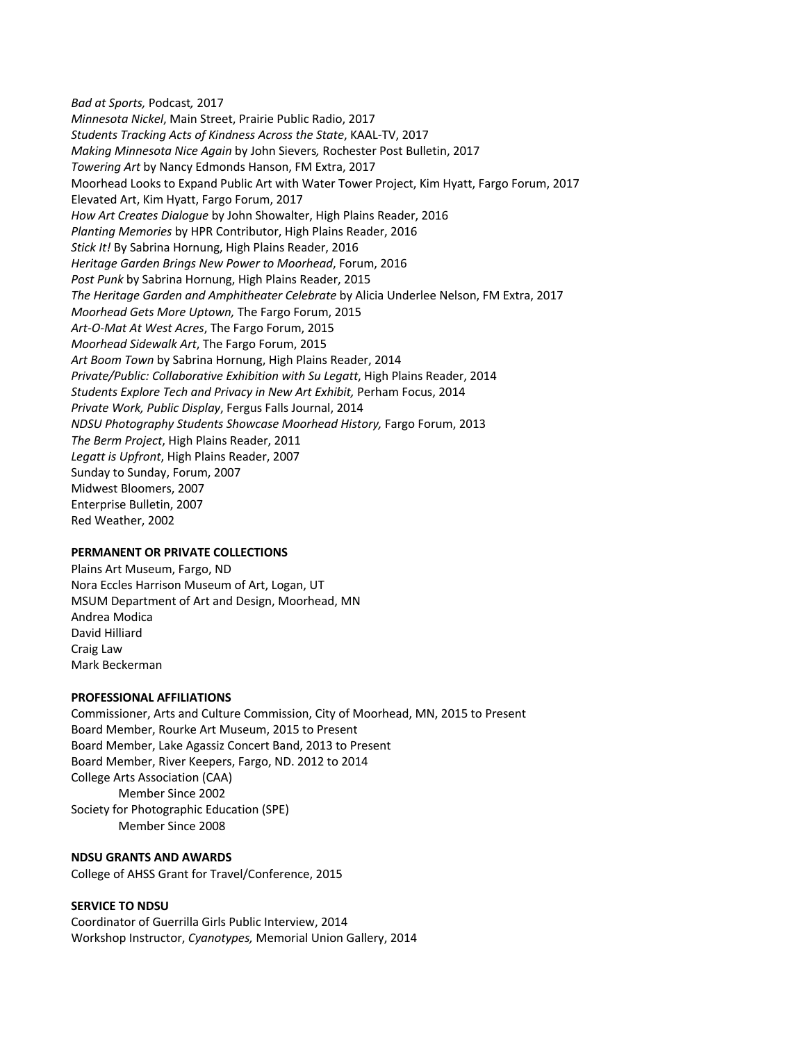*Bad at Sports,* Podcast*,* 2017
*Minnesota Nickel*, Main Street, Prairie Public Radio, 2017
*Students Tracking Acts of Kindness Across the State*, KAAL-TV, 2017
*Making Minnesota Nice Again* by John Sievers*,* Rochester Post Bulletin, 2017
*Towering Art* by Nancy Edmonds Hanson, FM Extra, 2017
Moorhead Looks to Expand Public Art with Water Tower Project, Kim Hyatt, Fargo Forum, 2017
Elevated Art, Kim Hyatt, Fargo Forum, 2017
*How Art Creates Dialogue* by John Showalter, High Plains Reader, 2016
*Planting Memories* by HPR Contributor, High Plains Reader, 2016
*Stick It!* By Sabrina Hornung, High Plains Reader, 2016
*Heritage Garden Brings New Power to Moorhead*, Forum, 2016
*Post Punk* by Sabrina Hornung, High Plains Reader, 2015
*The Heritage Garden and Amphitheater Celebrate* by Alicia Underlee Nelson, FM Extra, 2017
*Moorhead Gets More Uptown,* The Fargo Forum, 2015
*Art-O-Mat At West Acres*, The Fargo Forum, 2015
*Moorhead Sidewalk Art*, The Fargo Forum, 2015
*Art Boom Town* by Sabrina Hornung, High Plains Reader, 2014
*Private/Public: Collaborative Exhibition with Su Legatt*, High Plains Reader, 2014
*Students Explore Tech and Privacy in New Art Exhibit,* Perham Focus, 2014
*Private Work, Public Display*, Fergus Falls Journal, 2014
*NDSU Photography Students Showcase Moorhead History,* Fargo Forum, 2013
*The Berm Project*, High Plains Reader, 2011
*Legatt is Upfront*, High Plains Reader, 2007
Sunday to Sunday, Forum, 2007
Midwest Bloomers, 2007
Enterprise Bulletin, 2007
Red Weather, 2002

**PERMANENT OR PRIVATE COLLECTIONS**

Plains Art Museum, Fargo, ND
Nora Eccles Harrison Museum of Art, Logan, UT
MSUM Department of Art and Design, Moorhead, MN
Andrea Modica
David Hilliard
Craig Law
Mark Beckerman

**PROFESSIONAL AFFILIATIONS**

Commissioner, Arts and Culture Commission, City of Moorhead, MN, 2015 to Present
Board Member, Rourke Art Museum, 2015 to Present
Board Member, Lake Agassiz Concert Band, 2013 to Present
Board Member, River Keepers, Fargo, ND. 2012 to 2014
College Arts Association (CAA)
    Member Since 2002
Society for Photographic Education (SPE)
    Member Since 2008

**NDSU GRANTS AND AWARDS**

College of AHSS Grant for Travel/Conference, 2015

**SERVICE TO NDSU**

Coordinator of Guerrilla Girls Public Interview, 2014
Workshop Instructor, *Cyanotypes,* Memorial Union Gallery, 2014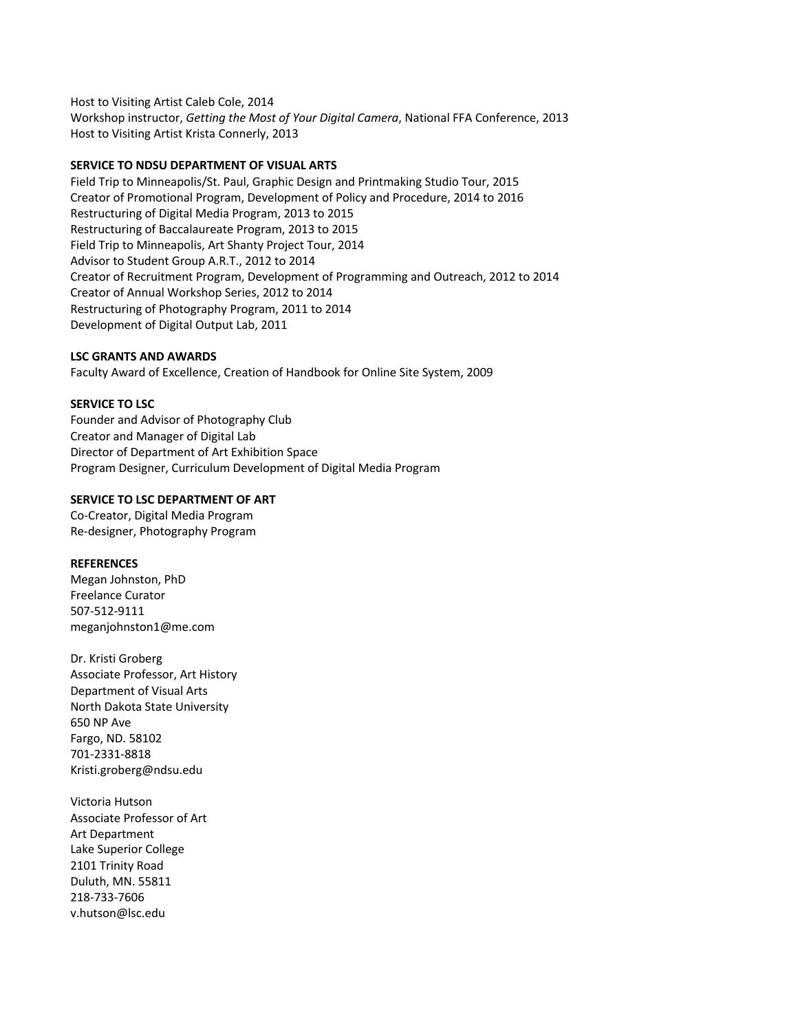Host to Visiting Artist Caleb Cole, 2014
Workshop instructor, *Getting the Most of Your Digital Camera*, National FFA Conference, 2013
Host to Visiting Artist Krista Connerly, 2013

**SERVICE TO NDSU DEPARTMENT OF VISUAL ARTS**
Field Trip to Minneapolis/St. Paul, Graphic Design and Printmaking Studio Tour, 2015
Creator of Promotional Program, Development of Policy and Procedure, 2014 to 2016
Restructuring of Digital Media Program, 2013 to 2015
Restructuring of Baccalaureate Program, 2013 to 2015
Field Trip to Minneapolis, Art Shanty Project Tour, 2014
Advisor to Student Group A.R.T., 2012 to 2014
Creator of Recruitment Program, Development of Programming and Outreach, 2012 to 2014
Creator of Annual Workshop Series, 2012 to 2014
Restructuring of Photography Program, 2011 to 2014
Development of Digital Output Lab, 2011

**LSC GRANTS AND AWARDS**
Faculty Award of Excellence, Creation of Handbook for Online Site System, 2009

**SERVICE TO LSC**
Founder and Advisor of Photography Club
Creator and Manager of Digital Lab
Director of Department of Art Exhibition Space
Program Designer, Curriculum Development of Digital Media Program

**SERVICE TO LSC DEPARTMENT OF ART**
Co-Creator, Digital Media Program
Re-designer, Photography Program

**REFERENCES**
Megan Johnston, PhD
Freelance Curator
507-512-9111
meganjohnston1@me.com

Dr. Kristi Groberg
Associate Professor, Art History
Department of Visual Arts
North Dakota State University
650 NP Ave
Fargo, ND. 58102
701-2331-8818
Kristi.groberg@ndsu.edu

Victoria Hutson
Associate Professor of Art
Art Department
Lake Superior College
2101 Trinity Road
Duluth, MN. 55811
218-733-7606
v.hutson@lsc.edu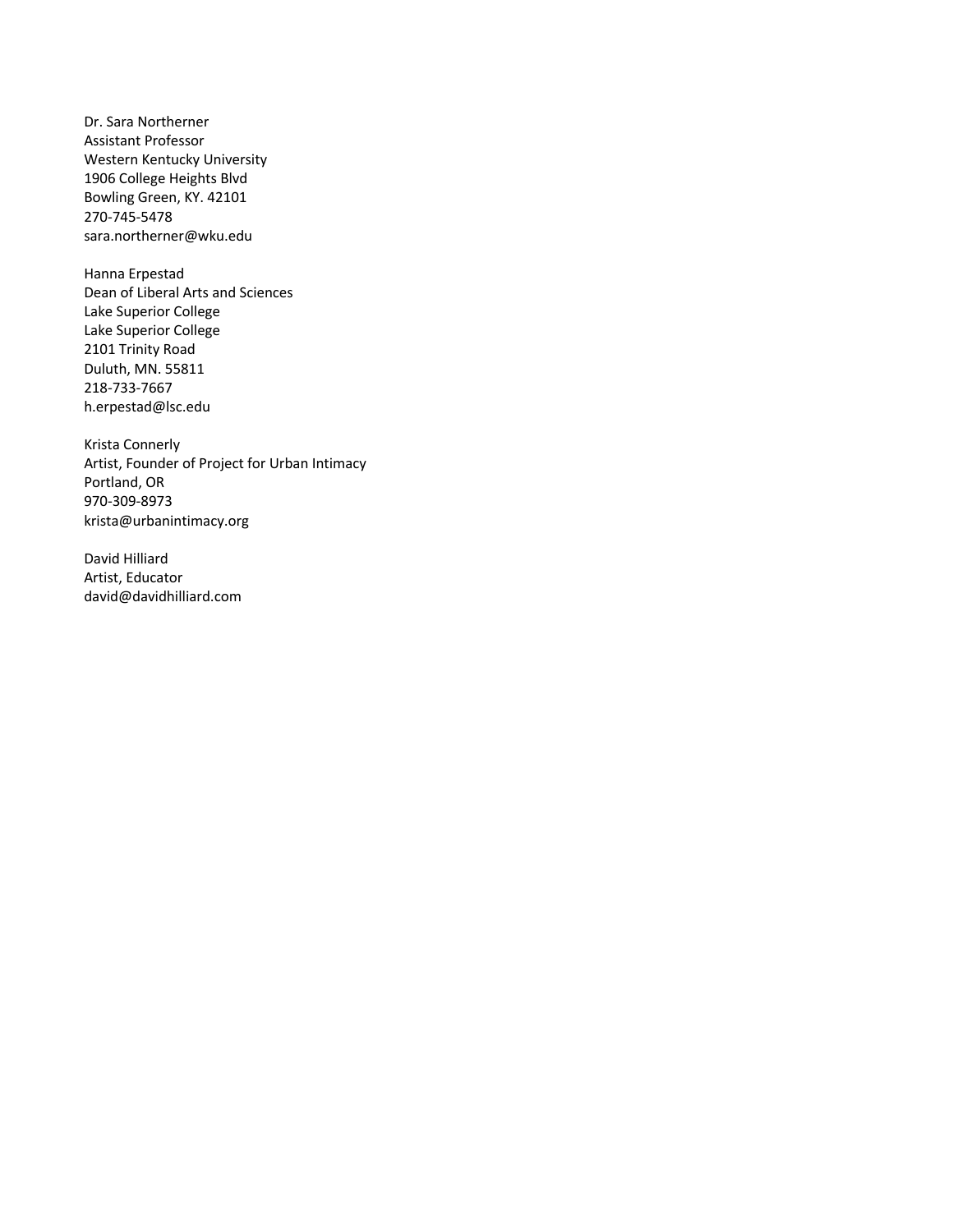Dr. Sara Northerner
Assistant Professor
Western Kentucky University
1906 College Heights Blvd
Bowling Green, KY. 42101
270-745-5478
sara.northerner@wku.edu

Hanna Erpestad
Dean of Liberal Arts and Sciences
Lake Superior College
Lake Superior College
2101 Trinity Road
Duluth, MN. 55811
218-733-7667
h.erpestad@lsc.edu

Krista Connerly
Artist, Founder of Project for Urban Intimacy
Portland, OR
970-309-8973
krista@urbanintimacy.org

David Hilliard
Artist, Educator
david@davidhilliard.com